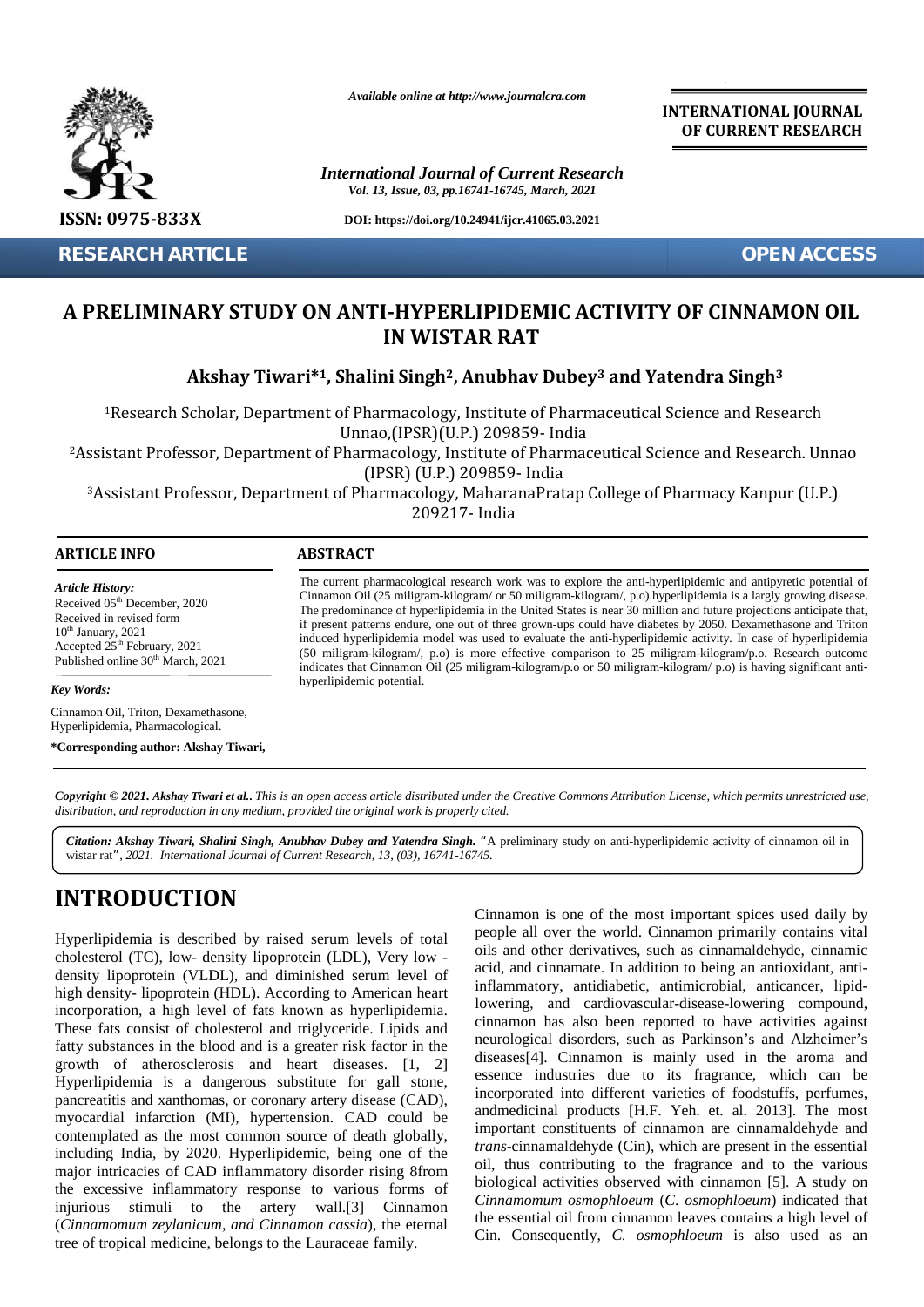# A PRELIMINARY STUDY ON ANTI-HYPERLIPIDEMIC ACTIVITY OF CINNAMON OIL IN WISTAR RAT

**Akshay Tiwari*[1], Shalini Singh[2], Anubhav Dubey[3] and Yatendra Singh[3]**

[1]Research Scholar, Department of Pharmacology, Institute of Pharmaceutical Science and Research Unnao,(IPSR)(U.P.) 209859- India

[2]Assistant Professor, Department of Pharmacology, Institute of Pharmaceutical Science and Research. Unnao (IPSR) (U.P.) 209859- India

[3]Assistant Professor, Department of Pharmacology, MaharanaPratap College of Pharmacy Kanpur (U.P.) 209217- India

## ARTICLE INFO

*Article History:*

Received 05th December, 2020
Received in revised form
10th January, 2021
Accepted 25th February, 2021
Published online 30th March, 2021

*Key Words:*

Cinnamon Oil, Triton, Dexamethasone, Hyperlipidemia, Pharmacological.

**\*Corresponding author: Akshay Tiwari,**

## ABSTRACT

The current pharmacological research work was to explore the anti-hyperlipidemic and antipyretic potential of Cinnamon Oil (25 miligram-kilogram/ or 50 miligram-kilogram/, p.o).hyperlipidemia is a largly growing disease. The predominance of hyperlipidemia in the United States is near 30 million and future projections anticipate that, if present patterns endure, one out of three grown-ups could have diabetes by 2050. Dexamethasone and Triton induced hyperlipidemia model was used to evaluate the anti-hyperlipidemic activity. In case of hyperlipidemia (50 miligram-kilogram/, p.o) is more effective comparison to 25 miligram-kilogram/p.o. Research outcome indicates that Cinnamon Oil (25 miligram-kilogram/p.o or 50 miligram-kilogram/ p.o) is having significant anti-hyperlipidemic potential.

*Copyright © 2021. **Akshay Tiwari et al.**. This is an open access article distributed under the Creative Commons Attribution License, which permits unrestricted use, distribution, and reproduction in any medium, provided the original work is properly cited.*

***Citation: Akshay Tiwari, Shalini Singh, Anubhav Dubey and Yatendra Singh.*** "A preliminary study on anti-hyperlipidemic activity of cinnamon oil in wistar rat", *2021. International Journal of Current Research, 13, (03), 16741-16745.*

# INTRODUCTION

Hyperlipidemia is described by raised serum levels of total cholesterol (TC), low- density lipoprotein (LDL), Very low - density lipoprotein (VLDL), and diminished serum level of high density- lipoprotein (HDL). According to American heart incorporation, a high level of fats known as hyperlipidemia. These fats consist of cholesterol and triglyceride. Lipids and fatty substances in the blood and is a greater risk factor in the growth of atherosclerosis and heart diseases. [1, 2] Hyperlipidemia is a dangerous substitute for gall stone, pancreatitis and xanthomas, or coronary artery disease (CAD), myocardial infarction (MI), hypertension. CAD could be contemplated as the most common source of death globally, including India, by 2020. Hyperlipidemic, being one of the major intricacies of CAD inflammatory disorder rising 8from the excessive inflammatory response to various forms of injurious stimuli to the artery wall.[3] Cinnamon (*Cinnamomum zeylanicum, and Cinnamon cassia*), the eternal tree of tropical medicine, belongs to the Lauraceae family.

Cinnamon is one of the most important spices used daily by people all over the world. Cinnamon primarily contains vital oils and other derivatives, such as cinnamaldehyde, cinnamic acid, and cinnamate. In addition to being an antioxidant, anti-inflammatory, antidiabetic, antimicrobial, anticancer, lipid-lowering, and cardiovascular-disease-lowering compound, cinnamon has also been reported to have activities against neurological disorders, such as Parkinson's and Alzheimer's diseases[4]. Cinnamon is mainly used in the aroma and essence industries due to its fragrance, which can be incorporated into different varieties of foodstuffs, perfumes, andmedicinal products [H.F. Yeh. et. al. 2013]. The most important constituents of cinnamon are cinnamaldehyde and *trans*-cinnamaldehyde (Cin), which are present in the essential oil, thus contributing to the fragrance and to the various biological activities observed with cinnamon [5]. A study on *Cinnamomum osmophloeum* (*C. osmophloeum*) indicated that the essential oil from cinnamon leaves contains a high level of Cin. Consequently, *C. osmophloeum* is also used as an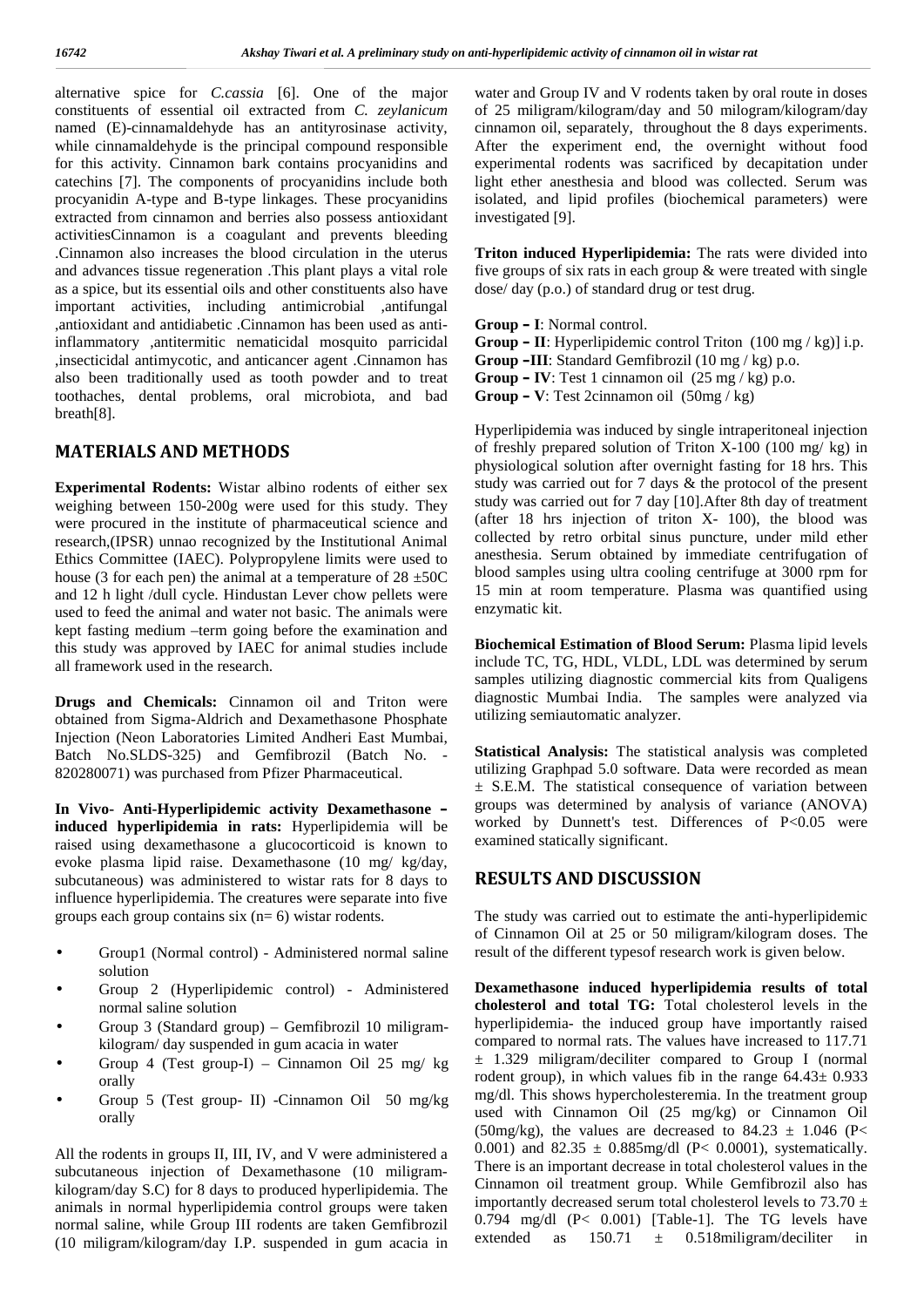alternative spice for *C.cassia* [6]. One of the major constituents of essential oil extracted from *C. zeylanicum* named (E)-cinnamaldehyde has an antityrosinase activity, while cinnamaldehyde is the principal compound responsible for this activity. Cinnamon bark contains procyanidins and catechins [7]. The components of procyanidins include both procyanidin A-type and B-type linkages. These procyanidins extracted from cinnamon and berries also possess antioxidant activitiesCinnamon is a coagulant and prevents bleeding .Cinnamon also increases the blood circulation in the uterus and advances tissue regeneration .This plant plays a vital role as a spice, but its essential oils and other constituents also have important activities, including antimicrobial ,antifungal ,antioxidant and antidiabetic .Cinnamon has been used as anti-inflammatory ,antitermitic nematicidal mosquito parricidal ,insecticidal antimycotic, and anticancer agent .Cinnamon has also been traditionally used as tooth powder and to treat toothaches, dental problems, oral microbiota, and bad breath[8].

## MATERIALS AND METHODS

**Experimental Rodents:** Wistar albino rodents of either sex weighing between 150-200g were used for this study. They were procured in the institute of pharmaceutical science and research,(IPSR) unnao recognized by the Institutional Animal Ethics Committee (IAEC). Polypropylene limits were used to house (3 for each pen) the animal at a temperature of 28 ±50C and 12 h light /dull cycle. Hindustan Lever chow pellets were used to feed the animal and water not basic. The animals were kept fasting medium –term going before the examination and this study was approved by IAEC for animal studies include all framework used in the research.

**Drugs and Chemicals:** Cinnamon oil and Triton were obtained from Sigma-Aldrich and Dexamethasone Phosphate Injection (Neon Laboratories Limited Andheri East Mumbai, Batch No.SLDS-325) and Gemfibrozil (Batch No. - 820280071) was purchased from Pfizer Pharmaceutical.

**In Vivo- Anti-Hyperlipidemic activity Dexamethasone – induced hyperlipidemia in rats:** Hyperlipidemia will be raised using dexamethasone a glucocorticoid is known to evoke plasma lipid raise. Dexamethasone (10 mg/ kg/day, subcutaneous) was administered to wistar rats for 8 days to influence hyperlipidemia. The creatures were separate into five groups each group contains six (n= 6) wistar rodents.

- Group1 (Normal control) - Administered normal saline solution
- Group 2 (Hyperlipidemic control) - Administered normal saline solution
- Group 3 (Standard group) – Gemfibrozil 10 miligram-kilogram/ day suspended in gum acacia in water
- Group 4 (Test group-I) – Cinnamon Oil 25 mg/ kg orally
- Group 5 (Test group- II) -Cinnamon Oil 50 mg/kg orally

All the rodents in groups II, III, IV, and V were administered a subcutaneous injection of Dexamethasone (10 miligram-kilogram/day S.C) for 8 days to produced hyperlipidemia. The animals in normal hyperlipidemia control groups were taken normal saline, while Group III rodents are taken Gemfibrozil (10 miligram/kilogram/day I.P. suspended in gum acacia in water and Group IV and V rodents taken by oral route in doses of 25 miligram/kilogram/day and 50 milogram/kilogram/day cinnamon oil, separately, throughout the 8 days experiments. After the experiment end, the overnight without food experimental rodents was sacrificed by decapitation under light ether anesthesia and blood was collected. Serum was isolated, and lipid profiles (biochemical parameters) were investigated [9].

**Triton induced Hyperlipidemia:** The rats were divided into five groups of six rats in each group & were treated with single dose/ day (p.o.) of standard drug or test drug.

**Group – I**: Normal control.
**Group – II**: Hyperlipidemic control Triton (100 mg / kg)] i.p.
**Group –III**: Standard Gemfibrozil (10 mg / kg) p.o.
**Group – IV**: Test 1 cinnamon oil (25 mg / kg) p.o.
**Group – V**: Test 2cinnamon oil (50mg / kg)

Hyperlipidemia was induced by single intraperitoneal injection of freshly prepared solution of Triton X-100 (100 mg/ kg) in physiological solution after overnight fasting for 18 hrs. This study was carried out for 7 days & the protocol of the present study was carried out for 7 day [10].After 8th day of treatment (after 18 hrs injection of triton X- 100), the blood was collected by retro orbital sinus puncture, under mild ether anesthesia. Serum obtained by immediate centrifugation of blood samples using ultra cooling centrifuge at 3000 rpm for 15 min at room temperature. Plasma was quantified using enzymatic kit.

**Biochemical Estimation of Blood Serum:** Plasma lipid levels include TC, TG, HDL, VLDL, LDL was determined by serum samples utilizing diagnostic commercial kits from Qualigens diagnostic Mumbai India. The samples were analyzed via utilizing semiautomatic analyzer.

**Statistical Analysis:** The statistical analysis was completed utilizing Graphpad 5.0 software. Data were recorded as mean ± S.E.M. The statistical consequence of variation between groups was determined by analysis of variance (ANOVA) worked by Dunnett's test. Differences of P<0.05 were examined statically significant.

## RESULTS AND DISCUSSION

The study was carried out to estimate the anti-hyperlipidemic of Cinnamon Oil at 25 or 50 miligram/kilogram doses. The result of the different typesof research work is given below.

**Dexamethasone induced hyperlipidemia results of total cholesterol and total TG:** Total cholesterol levels in the hyperlipidemia- the induced group have importantly raised compared to normal rats. The values have increased to 117.71 ± 1.329 miligram/deciliter compared to Group I (normal rodent group), in which values fib in the range 64.43± 0.933 mg/dl. This shows hypercholesteremia. In the treatment group used with Cinnamon Oil (25 mg/kg) or Cinnamon Oil (50mg/kg), the values are decreased to 84.23 ± 1.046 (P< 0.001) and 82.35 ± 0.885mg/dl (P< 0.0001), systematically. There is an important decrease in total cholesterol values in the Cinnamon oil treatment group. While Gemfibrozil also has importantly decreased serum total cholesterol levels to 73.70 ± 0.794 mg/dl (P< 0.001) [Table-1]. The TG levels have extended as 150.71 ± 0.518miligram/deciliter in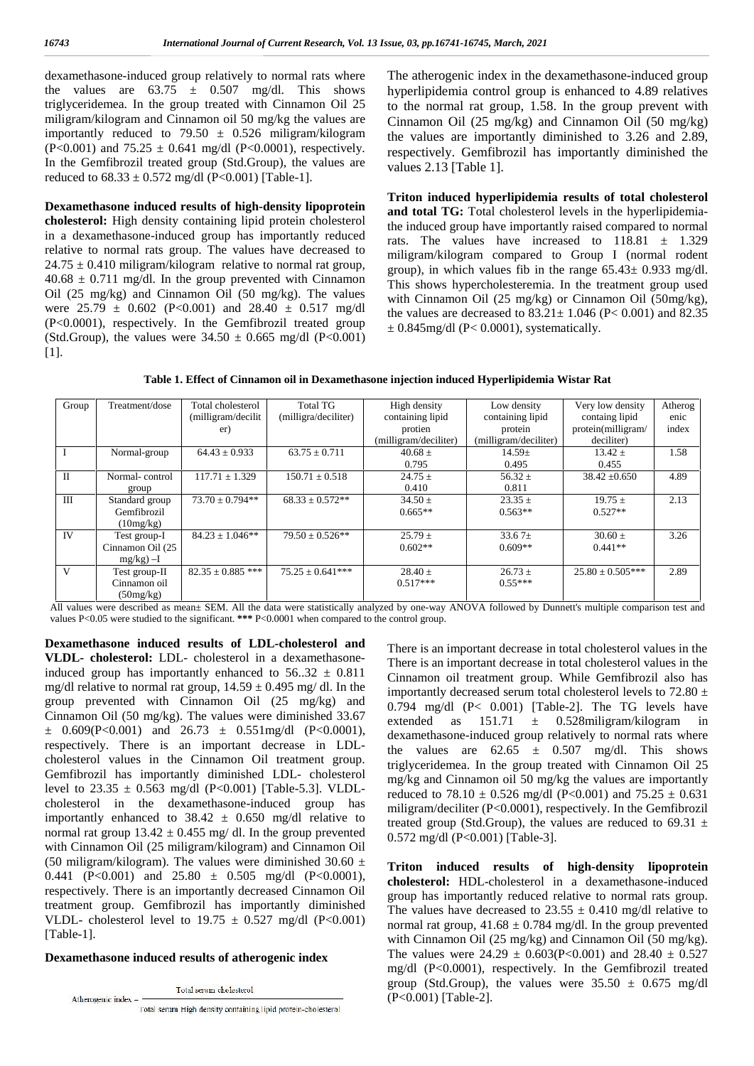dexamethasone-induced group relatively to normal rats where the values are 63.75 ± 0.507 mg/dl. This shows triglyceridemea. In the group treated with Cinnamon Oil 25 miligram/kilogram and Cinnamon oil 50 mg/kg the values are importantly reduced to 79.50 ± 0.526 miligram/kilogram (P<0.001) and 75.25 ± 0.641 mg/dl (P<0.0001), respectively. In the Gemfibrozil treated group (Std.Group), the values are reduced to 68.33 ± 0.572 mg/dl (P<0.001) [Table-1].

**Dexamethasone induced results of high-density lipoprotein cholesterol:** High density containing lipid protein cholesterol in a dexamethasone-induced group has importantly reduced relative to normal rats group. The values have decreased to 24.75 ± 0.410 miligram/kilogram relative to normal rat group, 40.68 ± 0.711 mg/dl. In the group prevented with Cinnamon Oil (25 mg/kg) and Cinnamon Oil (50 mg/kg). The values were 25.79 ± 0.602 (P<0.001) and 28.40 ± 0.517 mg/dl (P<0.0001), respectively. In the Gemfibrozil treated group (Std.Group), the values were 34.50 ± 0.665 mg/dl (P<0.001) [1].

The atherogenic index in the dexamethasone-induced group hyperlipidemia control group is enhanced to 4.89 relatives to the normal rat group, 1.58. In the group prevent with Cinnamon Oil (25 mg/kg) and Cinnamon Oil (50 mg/kg) the values are importantly diminished to 3.26 and 2.89, respectively. Gemfibrozil has importantly diminished the values 2.13 [Table 1].

**Triton induced hyperlipidemia results of total cholesterol and total TG:** Total cholesterol levels in the hyperlipidemia-the induced group have importantly raised compared to normal rats. The values have increased to 118.81 ± 1.329 miligram/kilogram compared to Group I (normal rodent group), in which values fib in the range 65.43± 0.933 mg/dl. This shows hypercholesteremia. In the treatment group used with Cinnamon Oil (25 mg/kg) or Cinnamon Oil (50mg/kg), the values are decreased to 83.21± 1.046 (P< 0.001) and 82.35 ± 0.845mg/dl (P< 0.0001), systematically.

**Table 1. Effect of Cinnamon oil in Dexamethasone injection induced Hyperlipidemia Wistar Rat**

| Group | Treatment/dose | Total cholesterol (milligram/deciliter) | Total TG (milligra/deciliter) | High density containing lipid protien (milligram/deciliter) | Low density containing lipid protein (milligram/deciliter) | Very low density containg lipid protein(milligram/deciliter) | Atherogenic index |
|---|---|---|---|---|---|---|---|
| I | Normal-group | 64.43 ± 0.933 | 63.75 ± 0.711 | 40.68 ± 0.795 | 14.59± 0.495 | 13.42 ± 0.455 | 1.58 |
| II | Normal- control group | 117.71 ± 1.329 | 150.71 ± 0.518 | 24.75 ± 0.410 | 56.32 ± 0.811 | 38.42 ±0.650 | 4.89 |
| III | Standard group Gemfibrozil (10mg/kg) | 73.70 ± 0.794** | 68.33 ± 0.572** | 34.50 ± 0.665** | 23.35 ± 0.563** | 19.75 ± 0.527** | 2.13 |
| IV | Test group-I Cinnamon Oil (25 mg/kg) –I | 84.23 ± 1.046** | 79.50 ± 0.526** | 25.79 ± 0.602** | 33.6 7± 0.609** | 30.60 ± 0.441** | 3.26 |
| V | Test group-II Cinnamon oil (50mg/kg) | 82.35 ± 0.885 *** | 75.25 ± 0.641*** | 28.40 ± 0.517*** | 26.73 ± 0.55*** | 25.80 ± 0.505*** | 2.89 |

All values were described as mean± SEM. All the data were statistically analyzed by one-way ANOVA followed by Dunnett's multiple comparison test and values P<0.05 were studied to the significant. **\*\*\*** P<0.0001 when compared to the control group.

**Dexamethasone induced results of LDL-cholesterol and VLDL- cholesterol:** LDL- cholesterol in a dexamethasone-induced group has importantly enhanced to 56..32 ± 0.811 mg/dl relative to normal rat group, 14.59 ± 0.495 mg/ dl. In the group prevented with Cinnamon Oil (25 mg/kg) and Cinnamon Oil (50 mg/kg). The values were diminished 33.67 ± 0.609(P<0.001) and 26.73 ± 0.551mg/dl (P<0.0001), respectively. There is an important decrease in LDL-cholesterol values in the Cinnamon Oil treatment group. Gemfibrozil has importantly diminished LDL- cholesterol level to 23.35 ± 0.563 mg/dl (P<0.001) [Table-5.3]. VLDL-cholesterol in the dexamethasone-induced group has importantly enhanced to 38.42 ± 0.650 mg/dl relative to normal rat group 13.42 ± 0.455 mg/ dl. In the group prevented with Cinnamon Oil (25 miligram/kilogram) and Cinnamon Oil (50 miligram/kilogram). The values were diminished 30.60 ± 0.441 (P<0.001) and 25.80 ± 0.505 mg/dl (P<0.0001), respectively. There is an importantly decreased Cinnamon Oil treatment group. Gemfibrozil has importantly diminished VLDL- cholesterol level to 19.75 ± 0.527 mg/dl (P<0.001) [Table-1].

**Dexamethasone induced results of atherogenic index**

$$\text{Atherogenic index} = \frac{\text{Total serum cholesterol}}{\text{Total serum High density containing lipid protein-cholesterol}}$$

There is an important decrease in total cholesterol values in the There is an important decrease in total cholesterol values in the Cinnamon oil treatment group. While Gemfibrozil also has importantly decreased serum total cholesterol levels to 72.80 ± 0.794 mg/dl (P< 0.001) [Table-2]. The TG levels have extended as 151.71 ± 0.528miligram/kilogram in dexamethasone-induced group relatively to normal rats where the values are 62.65 ± 0.507 mg/dl. This shows triglyceridemea. In the group treated with Cinnamon Oil 25 mg/kg and Cinnamon oil 50 mg/kg the values are importantly reduced to 78.10 ± 0.526 mg/dl (P<0.001) and 75.25 ± 0.631 milligram/deciliter (P<0.0001), respectively. In the Gemfibrozil treated group (Std.Group), the values are reduced to 69.31 ± 0.572 mg/dl (P<0.001) [Table-3].

**Triton induced results of high-density lipoprotein cholesterol:** HDL-cholesterol in a dexamethasone-induced group has importantly reduced relative to normal rats group. The values have decreased to 23.55 ± 0.410 mg/dl relative to normal rat group, 41.68 ± 0.784 mg/dl. In the group prevented with Cinnamon Oil (25 mg/kg) and Cinnamon Oil (50 mg/kg). The values were 24.29 ± 0.603(P<0.001) and 28.40 ± 0.527 mg/dl (P<0.0001), respectively. In the Gemfibrozil treated group (Std.Group), the values were 35.50 ± 0.675 mg/dl (P<0.001) [Table-2].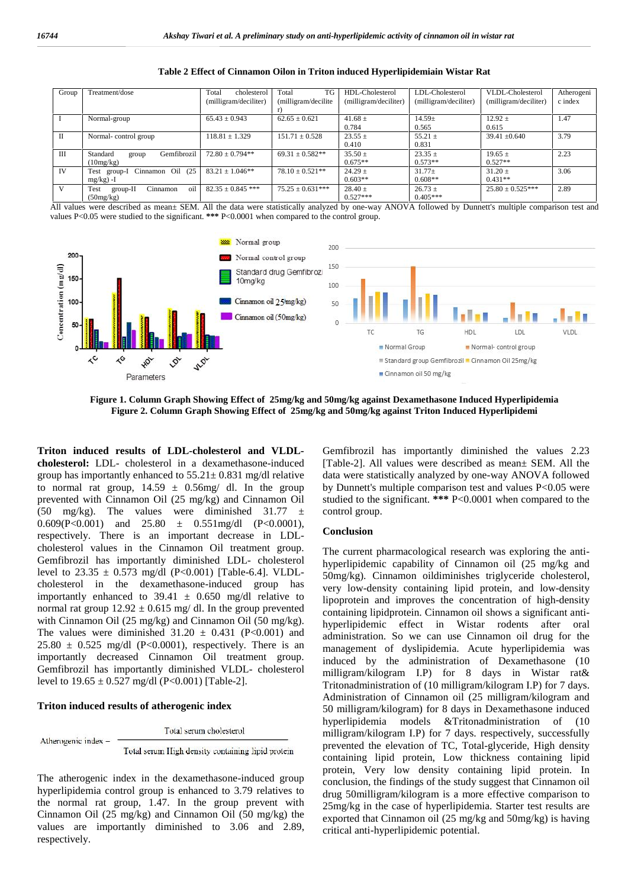**Table 2 Effect of Cinnamon Oilon in Triton induced Hyperlipidemiain Wistar Rat**

| Group | Treatment/dose | Total cholesterol (milligram/deciliter) | Total TG (milligram/deciliter) | HDL-Cholesterol (milligram/deciliter) | LDL-Cholesterol (milligram/deciliter) | VLDL-Cholesterol (milligram/deciliter) | Atherogenic index |
|---|---|---|---|---|---|---|---|
| I | Normal-group | 65.43 ± 0.943 | 62.65 ± 0.621 | 41.68 ± 0.784 | 14.59± 0.565 | 12.92 ± 0.615 | 1.47 |
| II | Normal- control group | 118.81 ± 1.329 | 151.71 ± 0.528 | 23.55 ± 0.410 | 55.21 ± 0.831 | 39.41 ±0.640 | 3.79 |
| III | Standard group Gemfibrozil (10mg/kg) | 72.80 ± 0.794** | 69.31 ± 0.582** | 35.50 ± 0.675** | 23.35 ± 0.573** | 19.65 ± 0.527** | 2.23 |
| IV | Test group-I Cinnamon Oil (25 mg/kg) -I | 83.21 ± 1.046** | 78.10 ± 0.521** | 24.29 ± 0.603** | 31.77± 0.608** | 31.20 ± 0.431** | 3.06 |
| V | Test group-II Cinnamon oil (50mg/kg) | 82.35 ± 0.845 *** | 75.25 ± 0.631*** | 28.40 ± 0.527*** | 26.73 ± 0.405*** | 25.80 ± 0.525*** | 2.89 |

All values were described as mean± SEM. All the data were statistically analyzed by one-way ANOVA followed by Dunnett's multiple comparison test and values P<0.05 were studied to the significant. *** P<0.0001 when compared to the control group.

**Figure 1. Column Graph Showing Effect of 25mg/kg and 50mg/kg against Dexamethasone Induced Hyperlipidemia**
**Figure 2. Column Graph Showing Effect of 25mg/kg and 50mg/kg against Triton Induced Hyperlipidemi**

**Triton induced results of LDL-cholesterol and VLDL-cholesterol:** LDL- cholesterol in a dexamethasone-induced group has importantly enhanced to 55.21± 0.831 mg/dl relative to normal rat group, 14.59 ± 0.56mg/ dl. In the group prevented with Cinnamon Oil (25 mg/kg) and Cinnamon Oil (50 mg/kg). The values were diminished 31.77 ± 0.609(P<0.001) and 25.80 ± 0.551mg/dl (P<0.0001), respectively. There is an important decrease in LDL-cholesterol values in the Cinnamon Oil treatment group. Gemfibrozil has importantly diminished LDL- cholesterol level to 23.35 ± 0.573 mg/dl (P<0.001) [Table-6.4]. VLDL-cholesterol in the dexamethasone-induced group has importantly enhanced to 39.41 ± 0.650 mg/dl relative to normal rat group 12.92 ± 0.615 mg/ dl. In the group prevented with Cinnamon Oil (25 mg/kg) and Cinnamon Oil (50 mg/kg). The values were diminished 31.20 ± 0.431 (P<0.001) and 25.80 ± 0.525 mg/dl (P<0.0001), respectively. There is an importantly decreased Cinnamon Oil treatment group. Gemfibrozil has importantly diminished VLDL- cholesterol level to 19.65 ± 0.527 mg/dl (P<0.001) [Table-2].

**Triton induced results of atherogenic index**

$$\text{Atherogenic index} = \frac{\text{Total serum cholesterol}}{\text{Total serum High density containing lipid protein}}$$

The atherogenic index in the dexamethasone-induced group hyperlipidemia control group is enhanced to 3.79 relatives to the normal rat group, 1.47. In the group prevent with Cinnamon Oil (25 mg/kg) and Cinnamon Oil (50 mg/kg) the values are importantly diminished to 3.06 and 2.89, respectively. Gemfibrozil has importantly diminished the values 2.23 [Table-2]. All values were described as mean± SEM. All the data were statistically analyzed by one-way ANOVA followed by Dunnett's multiple comparison test and values P<0.05 were studied to the significant. *** P<0.0001 when compared to the control group.

## Conclusion

The current pharmacological research was exploring the anti-hyperlipidemic capability of Cinnamon oil (25 mg/kg and 50mg/kg). Cinnamon oildiminishes triglyceride cholesterol, very low-density containing lipid protein, and low-density lipoprotein and improves the concentration of high-density containing lipidprotein. Cinnamon oil shows a significant anti-hyperlipidemic effect in Wistar rodents after oral administration. So we can use Cinnamon oil drug for the management of dyslipidemia. Acute hyperlipidemia was induced by the administration of Dexamethasone (10 milligram/kilogram I.P) for 8 days in Wistar rat& Tritonadministration of (10 milligram/kilogram I.P) for 7 days. Administration of Cinnamon oil (25 milligram/kilogram and 50 milligram/kilogram) for 8 days in Dexamethasone induced hyperlipidemia models &Tritonadministration of (10 milligram/kilogram I.P) for 7 days. respectively, successfully prevented the elevation of TC, Total-glyceride, High density containing lipid protein, Low thickness containing lipid protein, Very low density containing lipid protein. In conclusion, the findings of the study suggest that Cinnamon oil drug 50milligram/kilogram is a more effective comparison to 25mg/kg in the case of hyperlipidemia. Starter test results are exported that Cinnamon oil (25 mg/kg and 50mg/kg) is having critical anti-hyperlipidemic potential.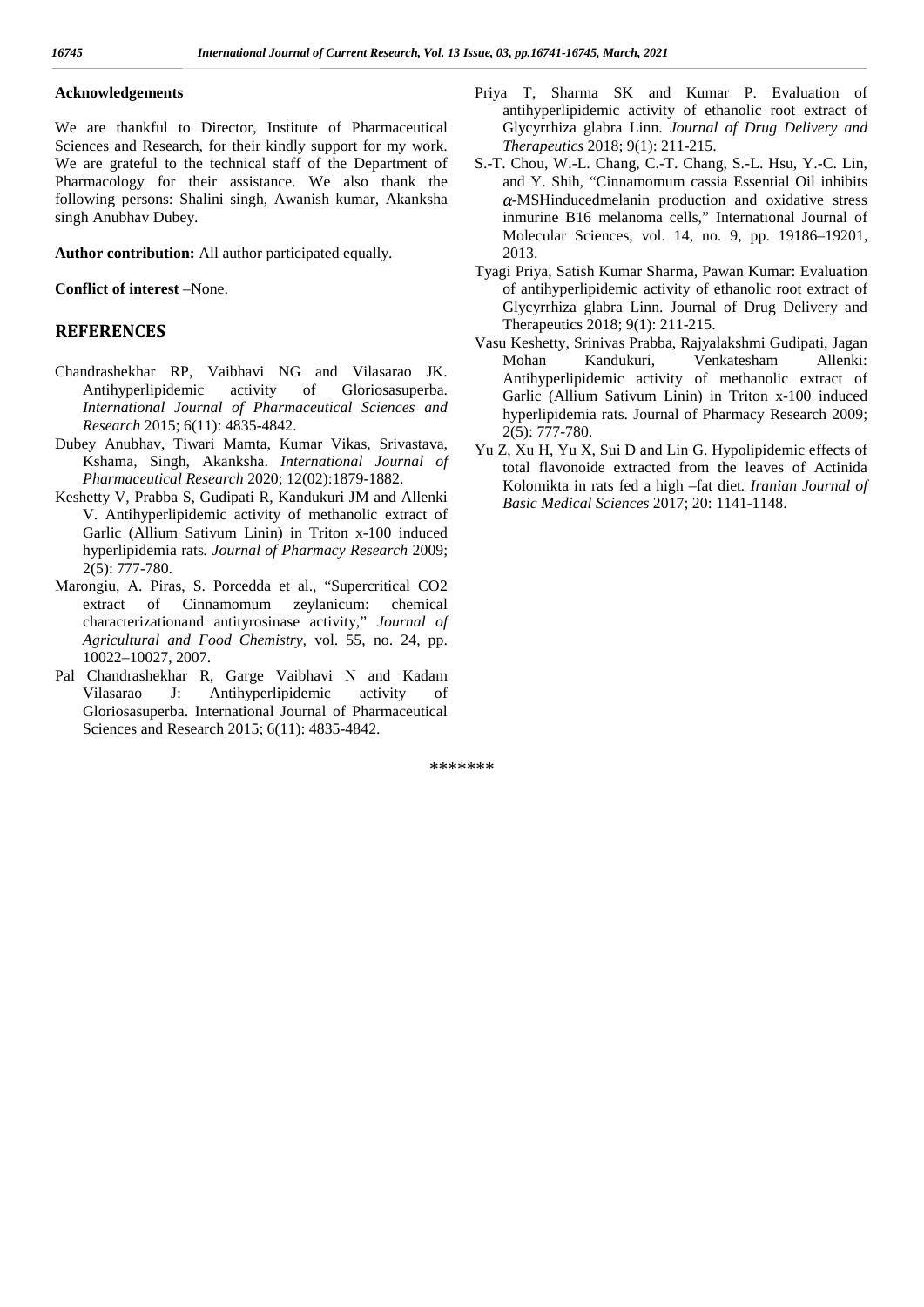**Acknowledgements**

We are thankful to Director, Institute of Pharmaceutical Sciences and Research, for their kindly support for my work. We are grateful to the technical staff of the Department of Pharmacology for their assistance. We also thank the following persons: Shalini singh, Awanish kumar, Akanksha singh Anubhav Dubey.

**Author contribution:** All author participated equally.

**Conflict of interest** –None.

## REFERENCES

Chandrashekhar RP, Vaibhavi NG and Vilasarao JK. Antihyperlipidemic activity of Gloriosasuperba. *International Journal of Pharmaceutical Sciences and Research* 2015; 6(11): 4835-4842.

Dubey Anubhav, Tiwari Mamta, Kumar Vikas, Srivastava, Kshama, Singh, Akanksha. *International Journal of Pharmaceutical Research* 2020; 12(02):1879-1882.

Keshetty V, Prabba S, Gudipati R, Kandukuri JM and Allenki V. Antihyperlipidemic activity of methanolic extract of Garlic (Allium Sativum Linin) in Triton x-100 induced hyperlipidemia rats*. Journal of Pharmacy Research* 2009; 2(5): 777-780.

Marongiu, A. Piras, S. Porcedda et al., "Supercritical CO2 extract of Cinnamomum zeylanicum: chemical characterizationand antityrosinase activity," *Journal of Agricultural and Food Chemistry,* vol. 55, no. 24, pp. 10022–10027, 2007.

Pal Chandrashekhar R, Garge Vaibhavi N and Kadam Vilasarao J: Antihyperlipidemic activity of Gloriosasuperba. International Journal of Pharmaceutical Sciences and Research 2015; 6(11): 4835-4842.

Priya T, Sharma SK and Kumar P. Evaluation of antihyperlipidemic activity of ethanolic root extract of Glycyrrhiza glabra Linn. *Journal of Drug Delivery and Therapeutics* 2018; 9(1): 211-215.

S.-T. Chou, W.-L. Chang, C.-T. Chang, S.-L. Hsu, Y.-C. Lin, and Y. Shih, "Cinnamomum cassia Essential Oil inhibits $\alpha$-MSHinducedmelanin production and oxidative stress inmurine B16 melanoma cells," International Journal of Molecular Sciences, vol. 14, no. 9, pp. 19186–19201, 2013.

Tyagi Priya, Satish Kumar Sharma, Pawan Kumar: Evaluation of antihyperlipidemic activity of ethanolic root extract of Glycyrrhiza glabra Linn. Journal of Drug Delivery and Therapeutics 2018; 9(1): 211-215.

Vasu Keshetty, Srinivas Prabba, Rajyalakshmi Gudipati, Jagan Mohan Kandukuri, Venkatesham Allenki: Antihyperlipidemic activity of methanolic extract of Garlic (Allium Sativum Linin) in Triton x-100 induced hyperlipidemia rats. Journal of Pharmacy Research 2009; 2(5): 777-780.

Yu Z, Xu H, Yu X, Sui D and Lin G. Hypolipidemic effects of total flavonoide extracted from the leaves of Actinida Kolomikta in rats fed a high –fat diet*. Iranian Journal of Basic Medical Sciences* 2017; 20: 1141-1148.

*******